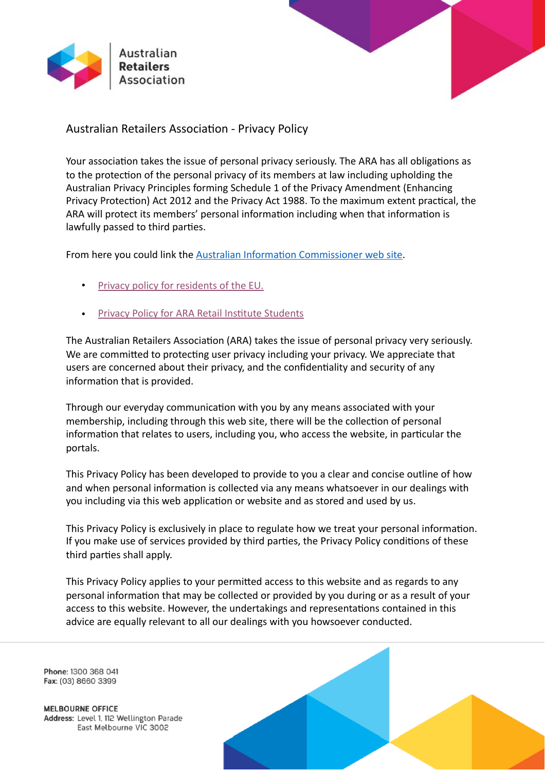# Australian Retailers Association - Privacy Policy

Your association takes the issue of personal privacy seriously. The ARA has all obligations as to the protection of the personal privacy of its members at law including upholding the Australian Privacy Principles forming Schedule 1 of the Privacy Amendment (Enhancing Privacy Protection) Act 2012 and the Privacy Act 1988. To the maximum extent practical, the ARA will protect its members' personal information including when that information is lawfully passed to third parties.

From here you could link the Australian Information Commissioner web site.

- Privacy policy for residents of the EU.
- Privacy Policy for ARA Retail Institute Students

The Australian Retailers Association (ARA) takes the issue of personal privacy very seriously. We are committed to protecting user privacy including your privacy. We appreciate that users are concerned about their privacy, and the confidentiality and security of any information that is provided.

Through our everyday communication with you by any means associated with your membership, including through this web site, there will be the collection of personal information that relates to users, including you, who access the website, in particular the portals.

This Privacy Policy has been developed to provide to you a clear and concise outline of how and when personal information is collected via any means whatsoever in our dealings with you including via this web application or website and as stored and used by us.

This Privacy Policy is exclusively in place to regulate how we treat your personal information. If you make use of services provided by third parties, the Privacy Policy conditions of these third parties shall apply.

This Privacy Policy applies to your permitted access to this website and as regards to any personal information that may be collected or provided by you during or as a result of your access to this website. However, the undertakings and representations contained in this advice are equally relevant to all our dealings with you howsoever conducted.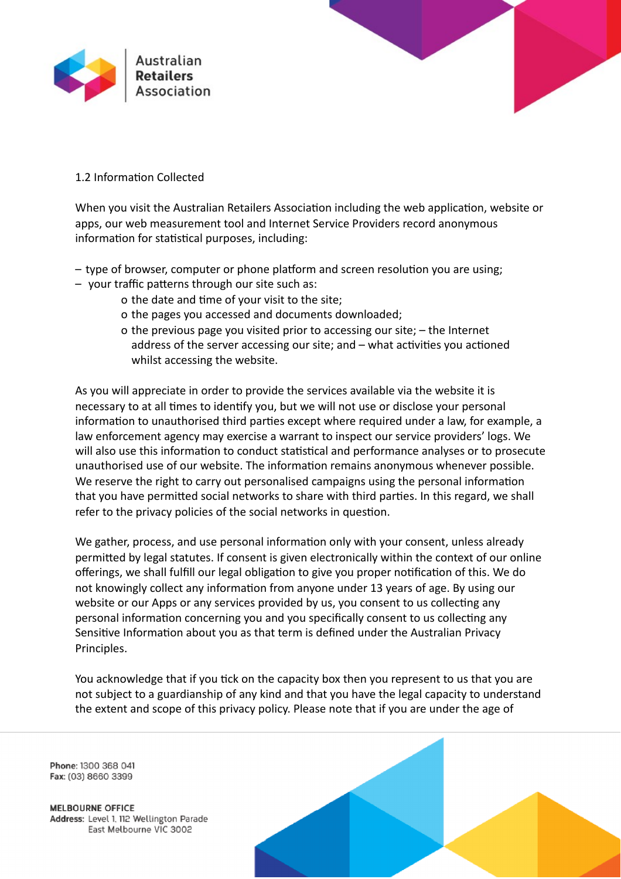1.2 Information Collected

When you visit the Australian Retailers Association including the web application, website or apps, our web measurement tool and Internet Service Providers record anonymous information for statistical purposes, including:

- type of browser, computer or phone platform and screen resolution you are using;
- your traffic patterns through our site such as:
  - o the date and time of your visit to the site;
  - o the pages you accessed and documents downloaded;
  - o the previous page you visited prior to accessing our site; – the Internet address of the server accessing our site; and – what activities you actioned whilst accessing the website.

As you will appreciate in order to provide the services available via the website it is necessary to at all times to identify you, but we will not use or disclose your personal information to unauthorised third parties except where required under a law, for example, a law enforcement agency may exercise a warrant to inspect our service providers' logs. We will also use this information to conduct statistical and performance analyses or to prosecute unauthorised use of our website. The information remains anonymous whenever possible. We reserve the right to carry out personalised campaigns using the personal information that you have permitted social networks to share with third parties. In this regard, we shall refer to the privacy policies of the social networks in question.

We gather, process, and use personal information only with your consent, unless already permitted by legal statutes. If consent is given electronically within the context of our online offerings, we shall fulfill our legal obligation to give you proper notification of this. We do not knowingly collect any information from anyone under 13 years of age. By using our website or our Apps or any services provided by us, you consent to us collecting any personal information concerning you and you specifically consent to us collecting any Sensitive Information about you as that term is defined under the Australian Privacy Principles.

You acknowledge that if you tick on the capacity box then you represent to us that you are not subject to a guardianship of any kind and that you have the legal capacity to understand the extent and scope of this privacy policy. Please note that if you are under the age of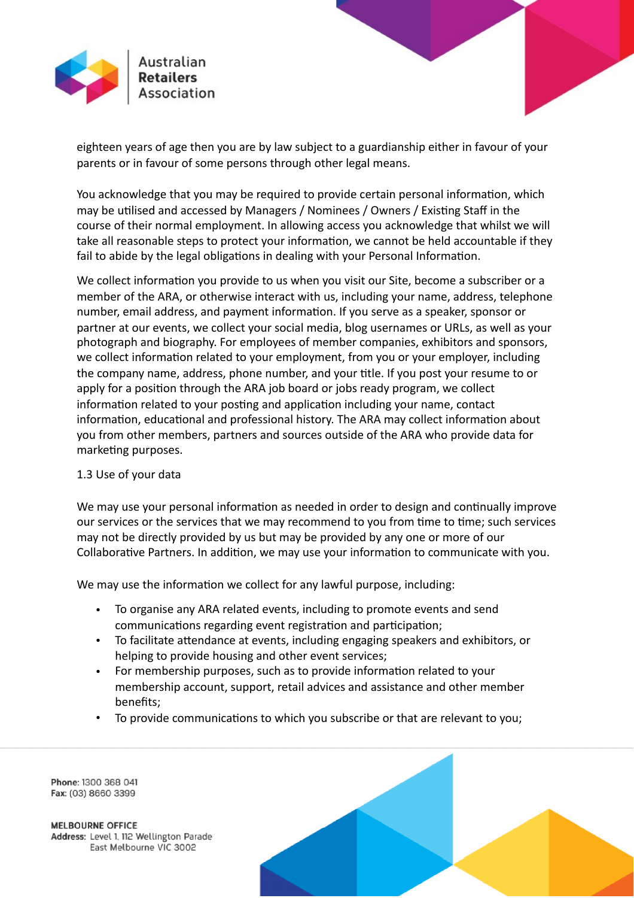eighteen years of age then you are by law subject to a guardianship either in favour of your parents or in favour of some persons through other legal means.

You acknowledge that you may be required to provide certain personal information, which may be utilised and accessed by Managers / Nominees / Owners / Existing Staff in the course of their normal employment. In allowing access you acknowledge that whilst we will take all reasonable steps to protect your information, we cannot be held accountable if they fail to abide by the legal obligations in dealing with your Personal Information.

We collect information you provide to us when you visit our Site, become a subscriber or a member of the ARA, or otherwise interact with us, including your name, address, telephone number, email address, and payment information. If you serve as a speaker, sponsor or partner at our events, we collect your social media, blog usernames or URLs, as well as your photograph and biography. For employees of member companies, exhibitors and sponsors, we collect information related to your employment, from you or your employer, including the company name, address, phone number, and your title. If you post your resume to or apply for a position through the ARA job board or jobs ready program, we collect information related to your posting and application including your name, contact information, educational and professional history. The ARA may collect information about you from other members, partners and sources outside of the ARA who provide data for marketing purposes.

1.3 Use of your data

We may use your personal information as needed in order to design and continually improve our services or the services that we may recommend to you from time to time; such services may not be directly provided by us but may be provided by any one or more of our Collaborative Partners. In addition, we may use your information to communicate with you.

We may use the information we collect for any lawful purpose, including:

- To organise any ARA related events, including to promote events and send communications regarding event registration and participation;
- To facilitate attendance at events, including engaging speakers and exhibitors, or helping to provide housing and other event services;
- For membership purposes, such as to provide information related to your membership account, support, retail advices and assistance and other member benefits;
- To provide communications to which you subscribe or that are relevant to you;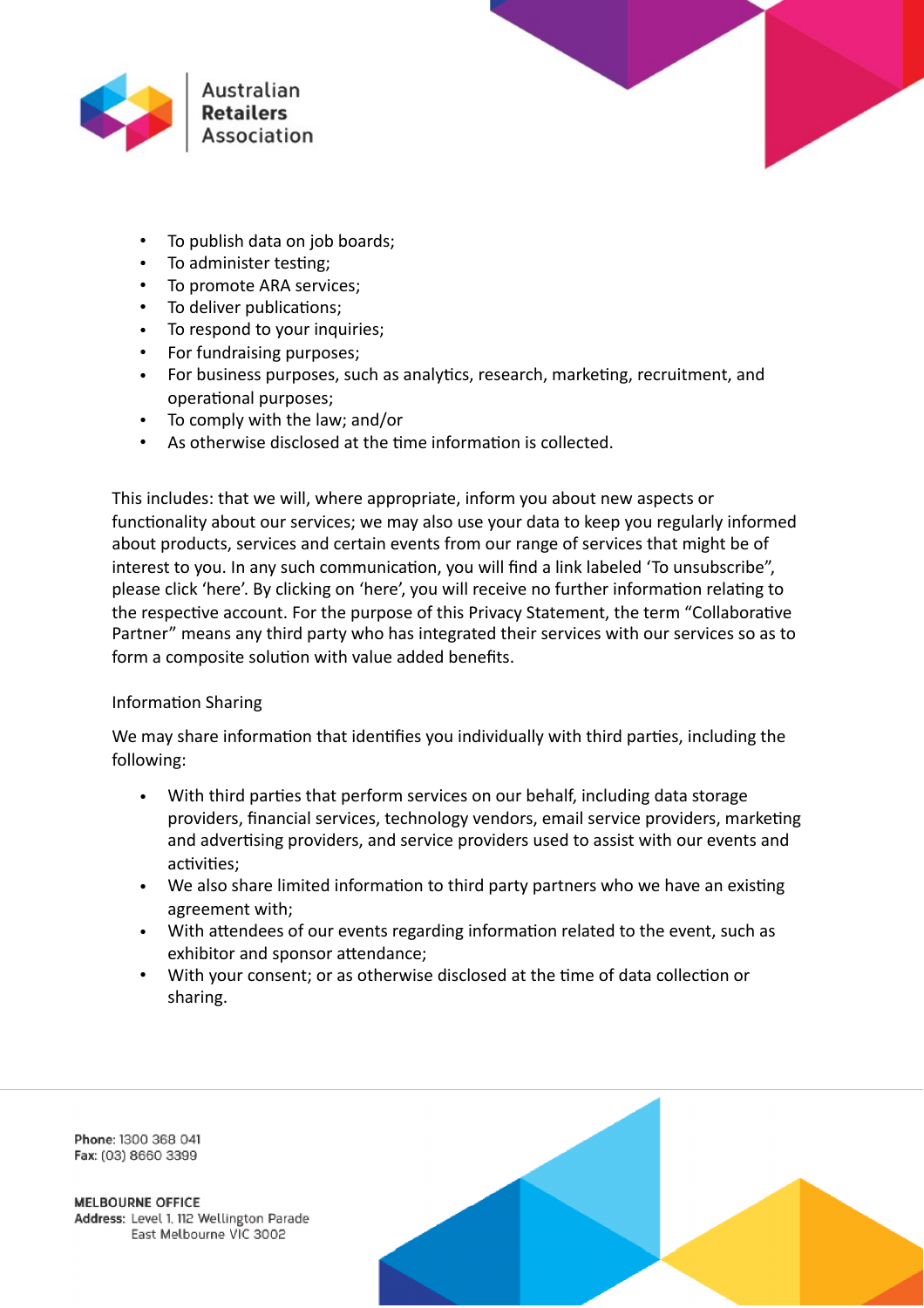- To publish data on job boards;
- To administer testing;
- To promote ARA services;
- To deliver publications;
- To respond to your inquiries;
- For fundraising purposes;
- For business purposes, such as analytics, research, marketing, recruitment, and operational purposes;
- To comply with the law; and/or
- As otherwise disclosed at the time information is collected.

This includes: that we will, where appropriate, inform you about new aspects or functionality about our services; we may also use your data to keep you regularly informed about products, services and certain events from our range of services that might be of interest to you. In any such communication, you will find a link labeled 'To unsubscribe", please click 'here'. By clicking on 'here', you will receive no further information relating to the respective account. For the purpose of this Privacy Statement, the term "Collaborative Partner" means any third party who has integrated their services with our services so as to form a composite solution with value added benefits.

Information Sharing

We may share information that identifies you individually with third parties, including the following:

- With third parties that perform services on our behalf, including data storage providers, financial services, technology vendors, email service providers, marketing and advertising providers, and service providers used to assist with our events and activities;
- We also share limited information to third party partners who we have an existing agreement with;
- With attendees of our events regarding information related to the event, such as exhibitor and sponsor attendance;
- With your consent; or as otherwise disclosed at the time of data collection or sharing.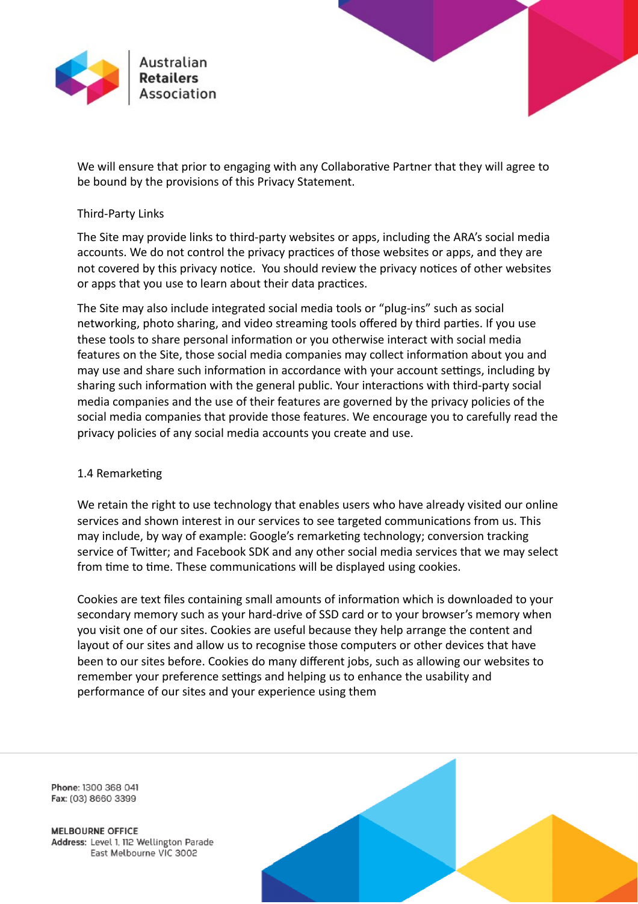We will ensure that prior to engaging with any Collaborative Partner that they will agree to be bound by the provisions of this Privacy Statement.

Third-Party Links

The Site may provide links to third-party websites or apps, including the ARA's social media accounts. We do not control the privacy practices of those websites or apps, and they are not covered by this privacy notice. You should review the privacy notices of other websites or apps that you use to learn about their data practices.

The Site may also include integrated social media tools or "plug-ins" such as social networking, photo sharing, and video streaming tools offered by third parties. If you use these tools to share personal information or you otherwise interact with social media features on the Site, those social media companies may collect information about you and may use and share such information in accordance with your account settings, including by sharing such information with the general public. Your interactions with third-party social media companies and the use of their features are governed by the privacy policies of the social media companies that provide those features. We encourage you to carefully read the privacy policies of any social media accounts you create and use.

## 1.4 Remarketing

We retain the right to use technology that enables users who have already visited our online services and shown interest in our services to see targeted communications from us. This may include, by way of example: Google's remarketing technology; conversion tracking service of Twitter; and Facebook SDK and any other social media services that we may select from time to time. These communications will be displayed using cookies.

Cookies are text files containing small amounts of information which is downloaded to your secondary memory such as your hard-drive of SSD card or to your browser's memory when you visit one of our sites. Cookies are useful because they help arrange the content and layout of our sites and allow us to recognise those computers or other devices that have been to our sites before. Cookies do many different jobs, such as allowing our websites to remember your preference settings and helping us to enhance the usability and performance of our sites and your experience using them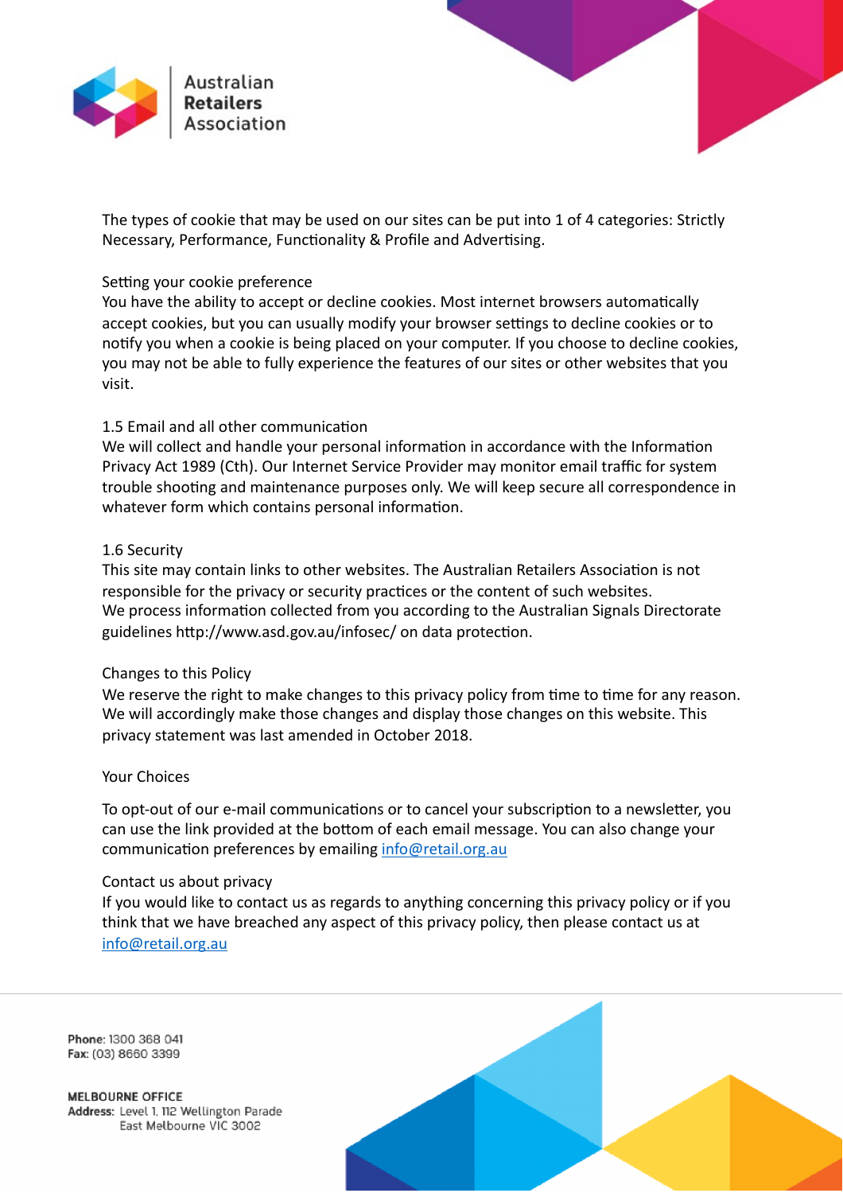The types of cookie that may be used on our sites can be put into 1 of 4 categories: Strictly Necessary, Performance, Functionality & Profile and Advertising.

Setting your cookie preference

You have the ability to accept or decline cookies. Most internet browsers automatically accept cookies, but you can usually modify your browser settings to decline cookies or to notify you when a cookie is being placed on your computer. If you choose to decline cookies, you may not be able to fully experience the features of our sites or other websites that you visit.

1.5 Email and all other communication

We will collect and handle your personal information in accordance with the Information Privacy Act 1989 (Cth). Our Internet Service Provider may monitor email traffic for system trouble shooting and maintenance purposes only. We will keep secure all correspondence in whatever form which contains personal information.

1.6 Security

This site may contain links to other websites. The Australian Retailers Association is not responsible for the privacy or security practices or the content of such websites.
We process information collected from you according to the Australian Signals Directorate guidelines http://www.asd.gov.au/infosec/ on data protection.

Changes to this Policy

We reserve the right to make changes to this privacy policy from time to time for any reason. We will accordingly make those changes and display those changes on this website. This privacy statement was last amended in October 2018.

Your Choices

To opt-out of our e-mail communications or to cancel your subscription to a newsletter, you can use the link provided at the bottom of each email message. You can also change your communication preferences by emailing info@retail.org.au

Contact us about privacy

If you would like to contact us as regards to anything concerning this privacy policy or if you think that we have breached any aspect of this privacy policy, then please contact us at info@retail.org.au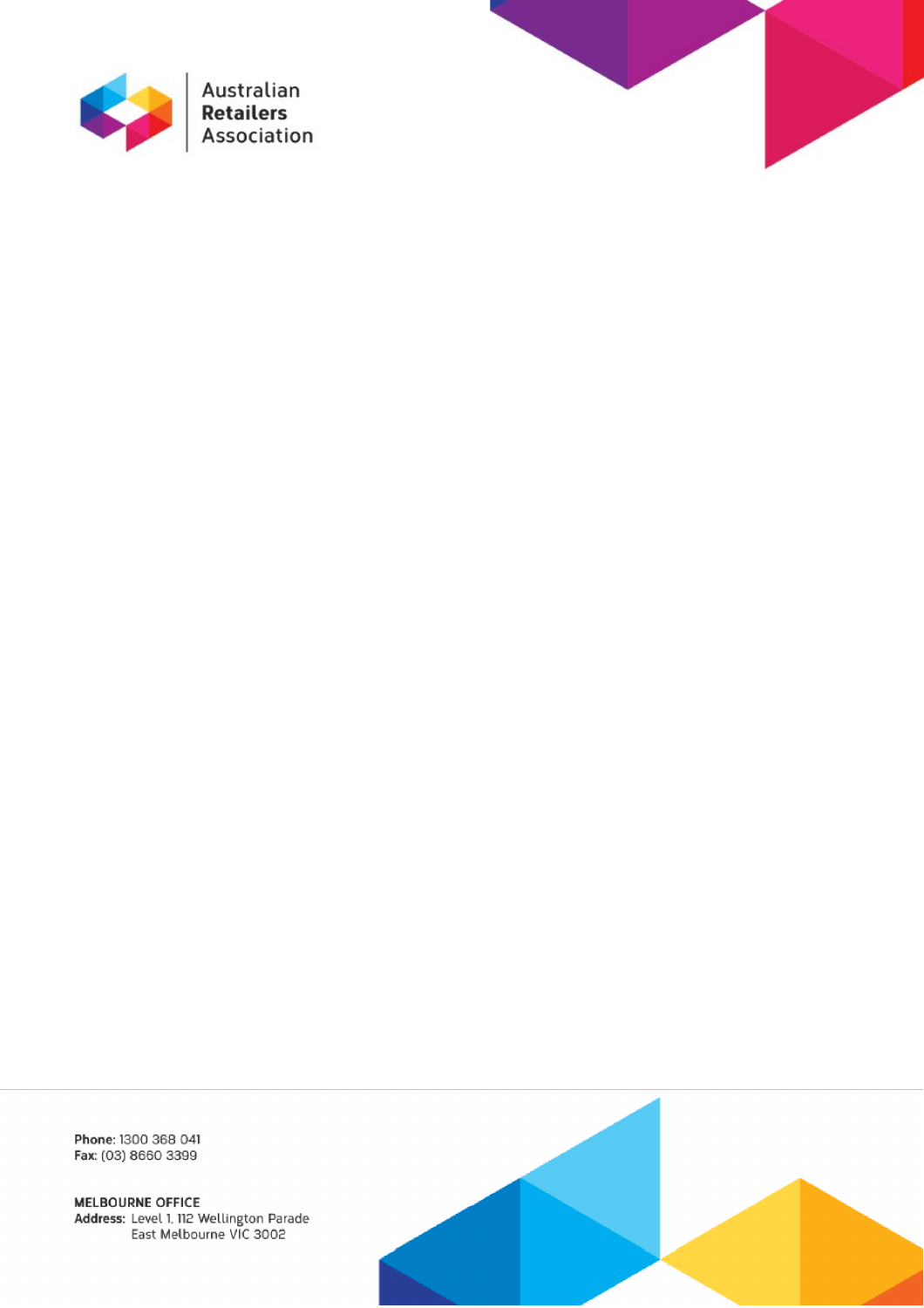Australian
**Retailers**
Association

**Phone:** 1300 368 041
**Fax:** (03) 8660 3399

**MELBOURNE OFFICE**
**Address:** Level 1, 112 Wellington Parade
East Melbourne VIC 3002